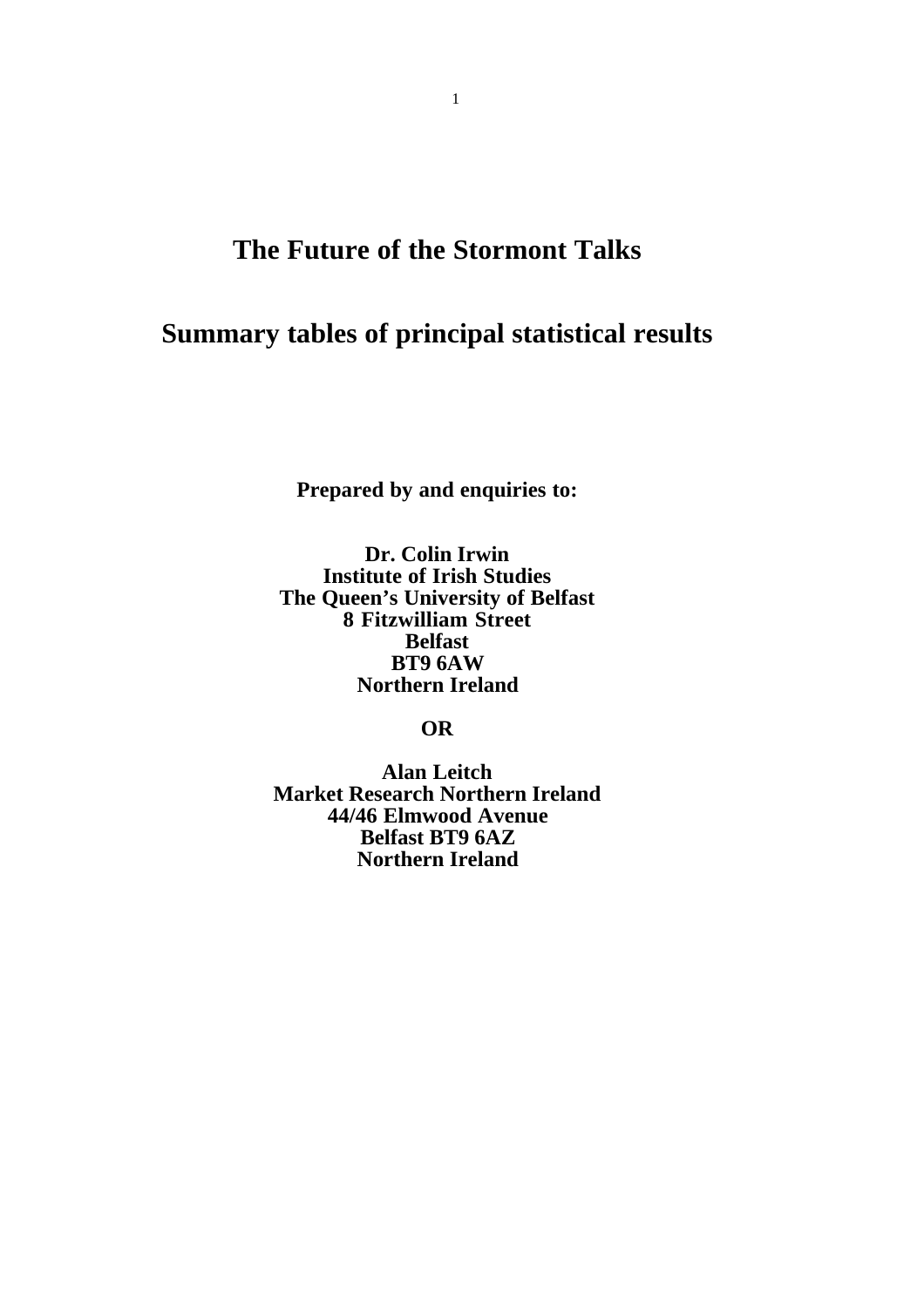# The Future of the Stormont Talks

## Summary tables of principal statistical results

**Prepared by and enquiries to:**

**Dr. Colin Irwin**
**Institute of Irish Studies**
**The Queen's University of Belfast**
**8 Fitzwilliam Street**
**Belfast**
**BT9 6AW**
**Northern Ireland**

**OR**

**Alan Leitch**
**Market Research Northern Ireland**
**44/46 Elmwood Avenue**
**Belfast BT9 6AZ**
**Northern Ireland**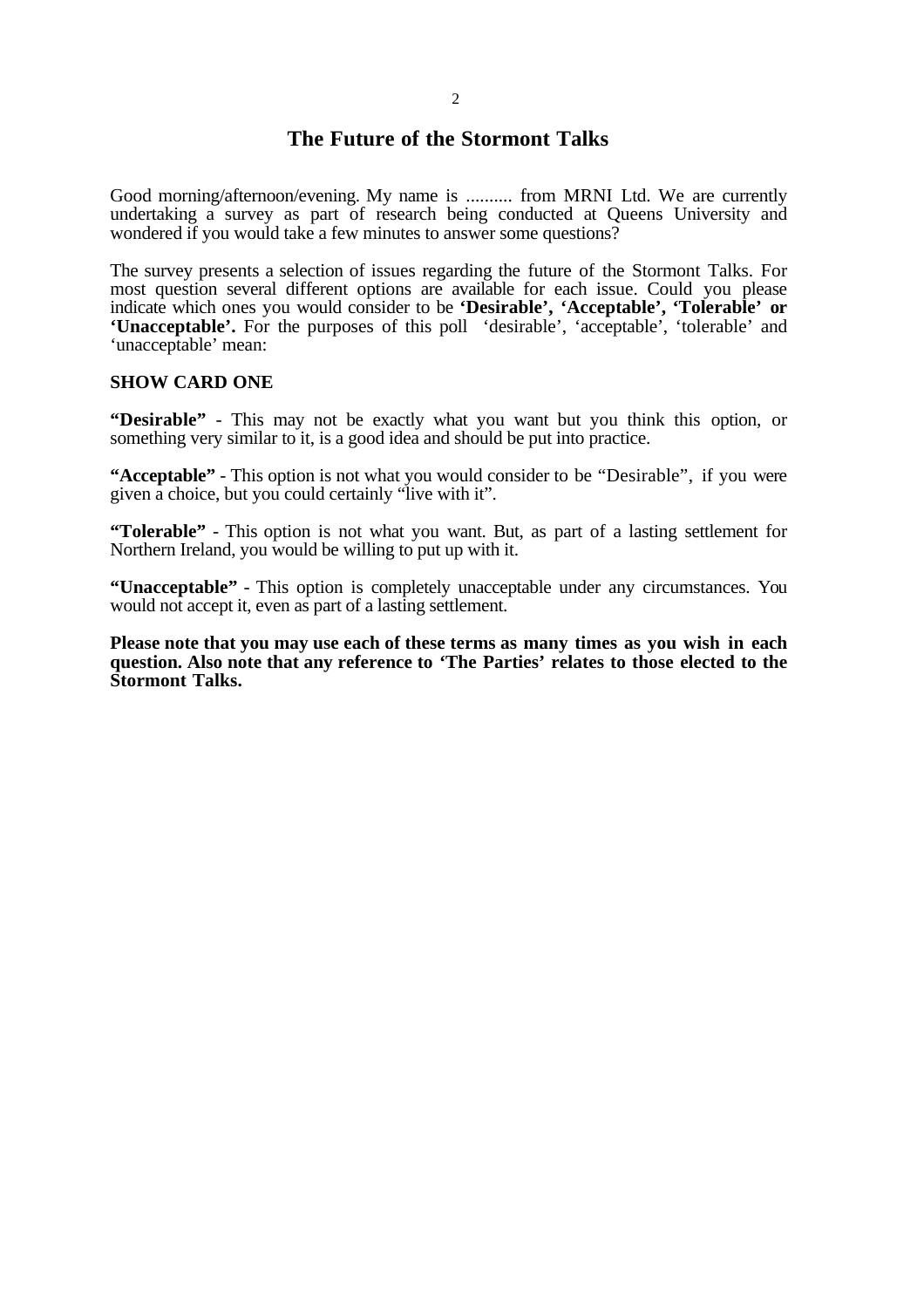# The Future of the Stormont Talks

Good morning/afternoon/evening. My name is .......... from MRNI Ltd. We are currently undertaking a survey as part of research being conducted at Queens University and wondered if you would take a few minutes to answer some questions?

The survey presents a selection of issues regarding the future of the Stormont Talks. For most question several different options are available for each issue. Could you please indicate which ones you would consider to be **'Desirable', 'Acceptable', 'Tolerable' or 'Unacceptable'.** For the purposes of this poll 'desirable', 'acceptable', 'tolerable' and 'unacceptable' mean:

**SHOW CARD ONE**

**"Desirable"** - This may not be exactly what you want but you think this option, or something very similar to it, is a good idea and should be put into practice.

**"Acceptable"** - This option is not what you would consider to be "Desirable", if you were given a choice, but you could certainly "live with it".

**"Tolerable"** - This option is not what you want. But, as part of a lasting settlement for Northern Ireland, you would be willing to put up with it.

**"Unacceptable"** - This option is completely unacceptable under any circumstances. You would not accept it, even as part of a lasting settlement.

**Please note that you may use each of these terms as many times as you wish in each question. Also note that any reference to 'The Parties' relates to those elected to the Stormont Talks.**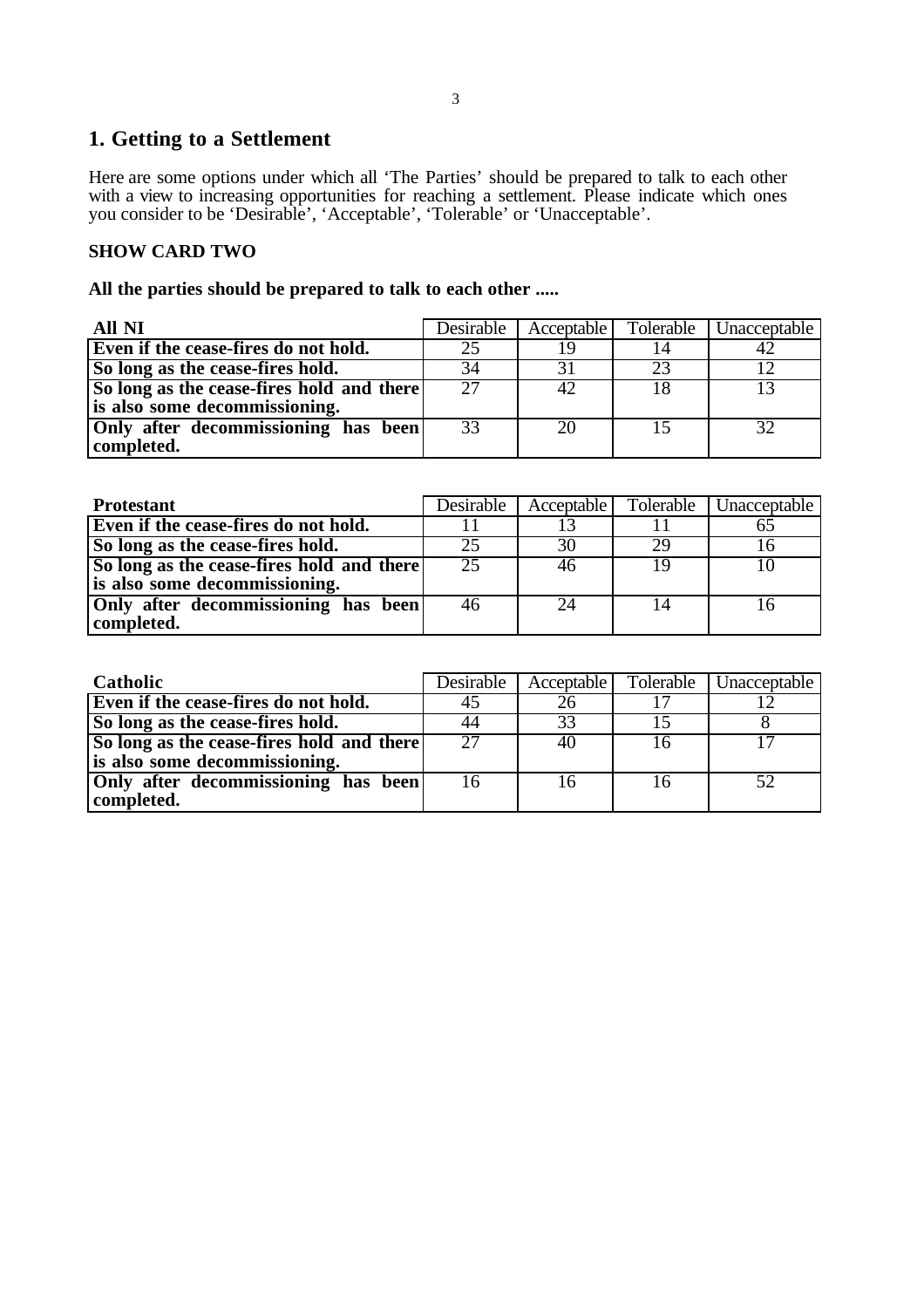## 1. Getting to a Settlement

Here are some options under which all 'The Parties' should be prepared to talk to each other with a view to increasing opportunities for reaching a settlement. Please indicate which ones you consider to be 'Desirable', 'Acceptable', 'Tolerable' or 'Unacceptable'.

**SHOW CARD TWO**

**All the parties should be prepared to talk to each other .....**

| **All NI** | Desirable | Acceptable | Tolerable | Unacceptable |
|---|---|---|---|---|
| **Even if the cease-fires do not hold.** | 25 | 19 | 14 | 42 |
| **So long as the cease-fires hold.** | 34 | 31 | 23 | 12 |
| **So long as the cease-fires hold and there is also some decommissioning.** | 27 | 42 | 18 | 13 |
| **Only after decommissioning has been completed.** | 33 | 20 | 15 | 32 |

| **Protestant** | Desirable | Acceptable | Tolerable | Unacceptable |
|---|---|---|---|---|
| **Even if the cease-fires do not hold.** | 11 | 13 | 11 | 65 |
| **So long as the cease-fires hold.** | 25 | 30 | 29 | 16 |
| **So long as the cease-fires hold and there is also some decommissioning.** | 25 | 46 | 19 | 10 |
| **Only after decommissioning has been completed.** | 46 | 24 | 14 | 16 |

| **Catholic** | Desirable | Acceptable | Tolerable | Unacceptable |
|---|---|---|---|---|
| **Even if the cease-fires do not hold.** | 45 | 26 | 17 | 12 |
| **So long as the cease-fires hold.** | 44 | 33 | 15 | 8 |
| **So long as the cease-fires hold and there is also some decommissioning.** | 27 | 40 | 16 | 17 |
| **Only after decommissioning has been completed.** | 16 | 16 | 16 | 52 |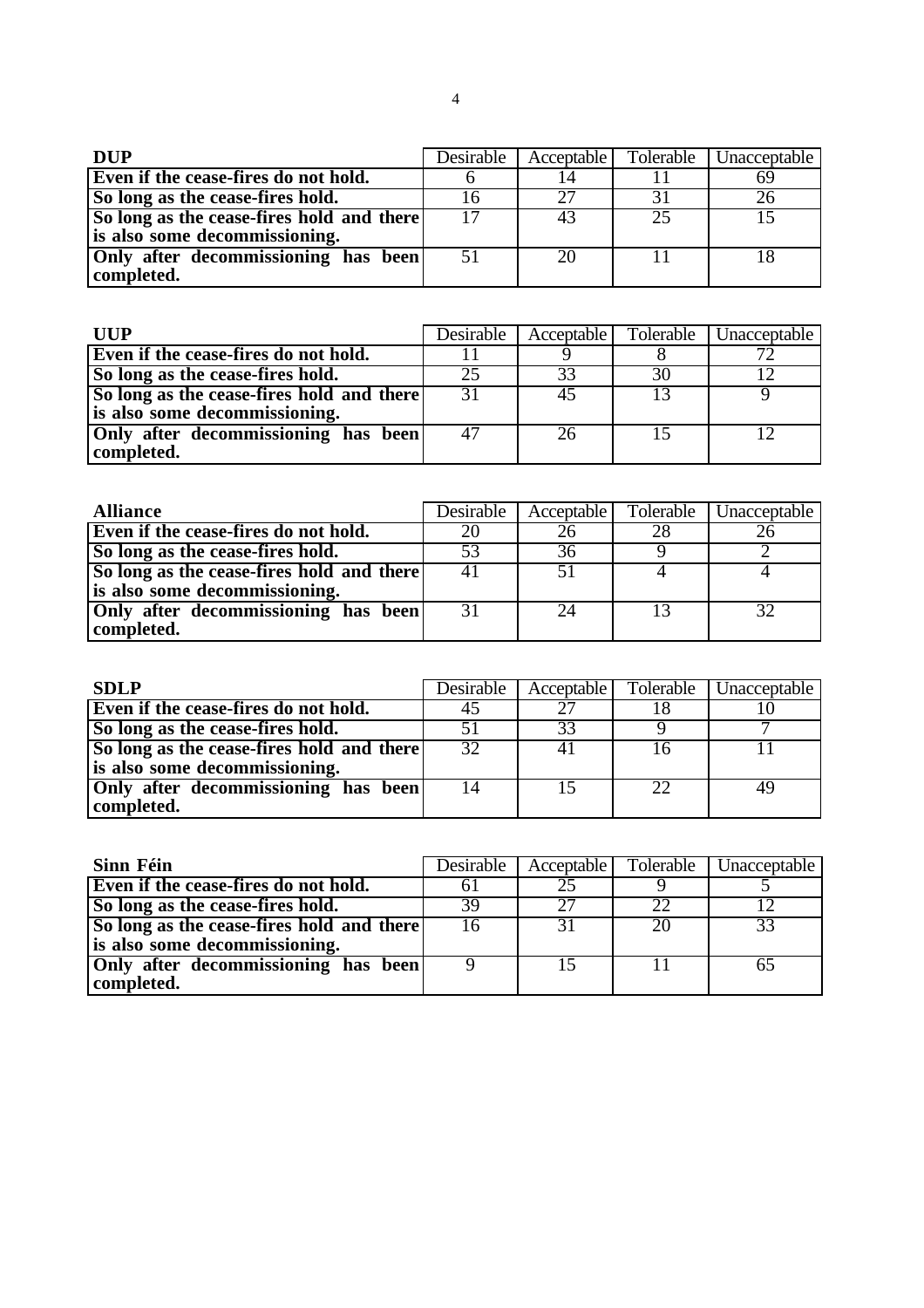| **DUP** | Desirable | Acceptable | Tolerable | Unacceptable |
|---|---|---|---|---|
| **Even if the cease-fires do not hold.** | 6 | 14 | 11 | 69 |
| **So long as the cease-fires hold.** | 16 | 27 | 31 | 26 |
| **So long as the cease-fires hold and there is also some decommissioning.** | 17 | 43 | 25 | 15 |
| **Only after decommissioning has been completed.** | 51 | 20 | 11 | 18 |

| **UUP** | Desirable | Acceptable | Tolerable | Unacceptable |
|---|---|---|---|---|
| **Even if the cease-fires do not hold.** | 11 | 9 | 8 | 72 |
| **So long as the cease-fires hold.** | 25 | 33 | 30 | 12 |
| **So long as the cease-fires hold and there is also some decommissioning.** | 31 | 45 | 13 | 9 |
| **Only after decommissioning has been completed.** | 47 | 26 | 15 | 12 |

| **Alliance** | Desirable | Acceptable | Tolerable | Unacceptable |
|---|---|---|---|---|
| **Even if the cease-fires do not hold.** | 20 | 26 | 28 | 26 |
| **So long as the cease-fires hold.** | 53 | 36 | 9 | 2 |
| **So long as the cease-fires hold and there is also some decommissioning.** | 41 | 51 | 4 | 4 |
| **Only after decommissioning has been completed.** | 31 | 24 | 13 | 32 |

| **SDLP** | Desirable | Acceptable | Tolerable | Unacceptable |
|---|---|---|---|---|
| **Even if the cease-fires do not hold.** | 45 | 27 | 18 | 10 |
| **So long as the cease-fires hold.** | 51 | 33 | 9 | 7 |
| **So long as the cease-fires hold and there is also some decommissioning.** | 32 | 41 | 16 | 11 |
| **Only after decommissioning has been completed.** | 14 | 15 | 22 | 49 |

| **Sinn Féin** | Desirable | Acceptable | Tolerable | Unacceptable |
|---|---|---|---|---|
| **Even if the cease-fires do not hold.** | 61 | 25 | 9 | 5 |
| **So long as the cease-fires hold.** | 39 | 27 | 22 | 12 |
| **So long as the cease-fires hold and there is also some decommissioning.** | 16 | 31 | 20 | 33 |
| **Only after decommissioning has been completed.** | 9 | 15 | 11 | 65 |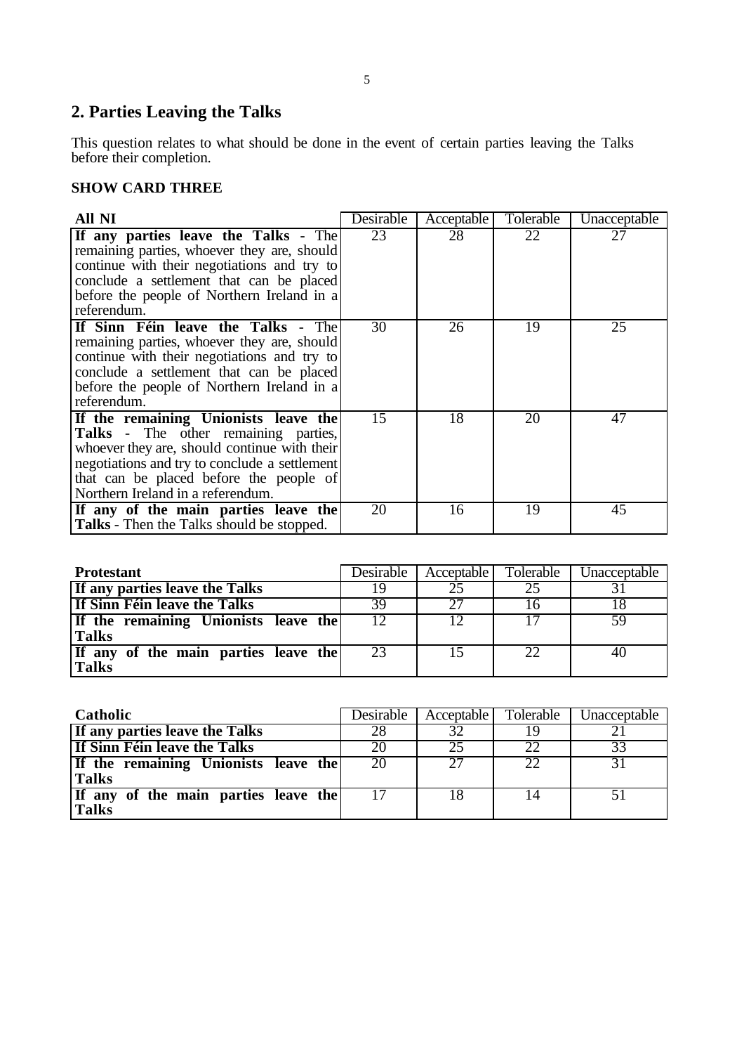## 2. Parties Leaving the Talks

This question relates to what should be done in the event of certain parties leaving the Talks before their completion.

**SHOW CARD THREE**

| **All NI** | Desirable | Acceptable | Tolerable | Unacceptable |
|---|---|---|---|---|
| **If any parties leave the Talks** - The remaining parties, whoever they are, should continue with their negotiations and try to conclude a settlement that can be placed before the people of Northern Ireland in a referendum. | 23 | 28 | 22 | 27 |
| **If Sinn Féin leave the Talks** - The remaining parties, whoever they are, should continue with their negotiations and try to conclude a settlement that can be placed before the people of Northern Ireland in a referendum. | 30 | 26 | 19 | 25 |
| **If the remaining Unionists leave the Talks** - The other remaining parties, whoever they are, should continue with their negotiations and try to conclude a settlement that can be placed before the people of Northern Ireland in a referendum. | 15 | 18 | 20 | 47 |
| **If any of the main parties leave the Talks** - Then the Talks should be stopped. | 20 | 16 | 19 | 45 |

| **Protestant** | Desirable | Acceptable | Tolerable | Unacceptable |
|---|---|---|---|---|
| **If any parties leave the Talks** | 19 | 25 | 25 | 31 |
| **If Sinn Féin leave the Talks** | 39 | 27 | 16 | 18 |
| **If the remaining Unionists leave the Talks** | 12 | 12 | 17 | 59 |
| **If any of the main parties leave the Talks** | 23 | 15 | 22 | 40 |

| **Catholic** | Desirable | Acceptable | Tolerable | Unacceptable |
|---|---|---|---|---|
| **If any parties leave the Talks** | 28 | 32 | 19 | 21 |
| **If Sinn Féin leave the Talks** | 20 | 25 | 22 | 33 |
| **If the remaining Unionists leave the Talks** | 20 | 27 | 22 | 31 |
| **If any of the main parties leave the Talks** | 17 | 18 | 14 | 51 |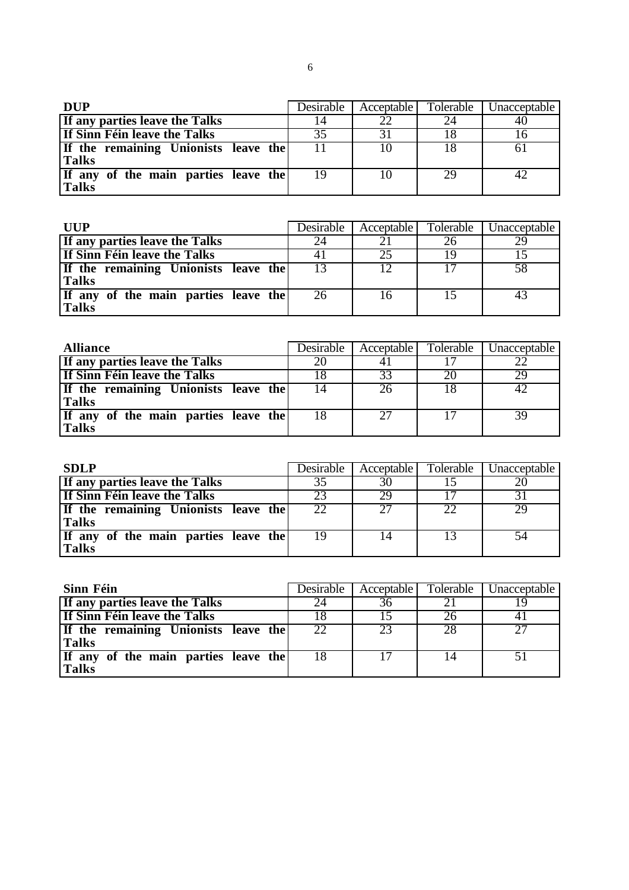| **DUP** | Desirable | Acceptable | Tolerable | Unacceptable |
| --- | --- | --- | --- | --- |
| **If any parties leave the Talks** | 14 | 22 | 24 | 40 |
| **If Sinn Féin leave the Talks** | 35 | 31 | 18 | 16 |
| **If the remaining Unionists leave the Talks** | 11 | 10 | 18 | 61 |
| **If any of the main parties leave the Talks** | 19 | 10 | 29 | 42 |

| **UUP** | Desirable | Acceptable | Tolerable | Unacceptable |
| --- | --- | --- | --- | --- |
| **If any parties leave the Talks** | 24 | 21 | 26 | 29 |
| **If Sinn Féin leave the Talks** | 41 | 25 | 19 | 15 |
| **If the remaining Unionists leave the Talks** | 13 | 12 | 17 | 58 |
| **If any of the main parties leave the Talks** | 26 | 16 | 15 | 43 |

| **Alliance** | Desirable | Acceptable | Tolerable | Unacceptable |
| --- | --- | --- | --- | --- |
| **If any parties leave the Talks** | 20 | 41 | 17 | 22 |
| **If Sinn Féin leave the Talks** | 18 | 33 | 20 | 29 |
| **If the remaining Unionists leave the Talks** | 14 | 26 | 18 | 42 |
| **If any of the main parties leave the Talks** | 18 | 27 | 17 | 39 |

| **SDLP** | Desirable | Acceptable | Tolerable | Unacceptable |
| --- | --- | --- | --- | --- |
| **If any parties leave the Talks** | 35 | 30 | 15 | 20 |
| **If Sinn Féin leave the Talks** | 23 | 29 | 17 | 31 |
| **If the remaining Unionists leave the Talks** | 22 | 27 | 22 | 29 |
| **If any of the main parties leave the Talks** | 19 | 14 | 13 | 54 |

| **Sinn Féin** | Desirable | Acceptable | Tolerable | Unacceptable |
| --- | --- | --- | --- | --- |
| **If any parties leave the Talks** | 24 | 36 | 21 | 19 |
| **If Sinn Féin leave the Talks** | 18 | 15 | 26 | 41 |
| **If the remaining Unionists leave the Talks** | 22 | 23 | 28 | 27 |
| **If any of the main parties leave the Talks** | 18 | 17 | 14 | 51 |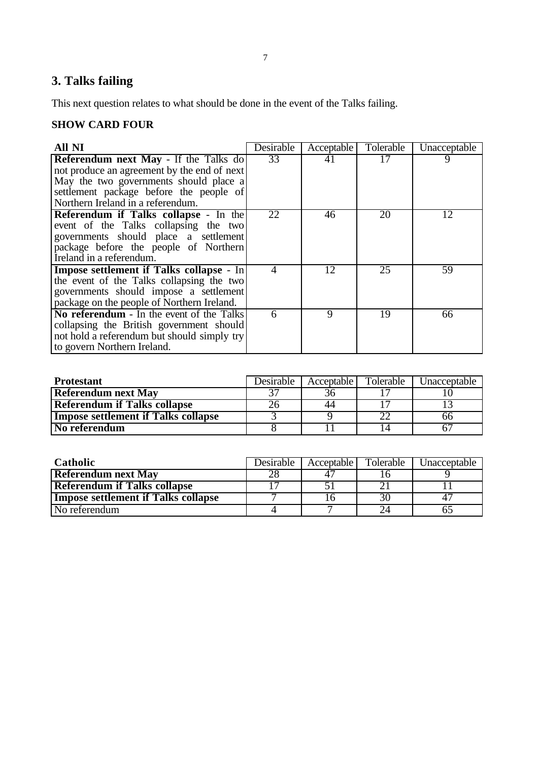## 3. Talks failing

This next question relates to what should be done in the event of the Talks failing.

**SHOW CARD FOUR**

| **All NI** | Desirable | Acceptable | Tolerable | Unacceptable |
|---|---|---|---|---|
| **Referendum next May** - If the Talks do not produce an agreement by the end of next May the two governments should place a settlement package before the people of Northern Ireland in a referendum. | 33 | 41 | 17 | 9 |
| **Referendum if Talks collapse** - In the event of the Talks collapsing the two governments should place a settlement package before the people of Northern Ireland in a referendum. | 22 | 46 | 20 | 12 |
| **Impose settlement if Talks collapse** - In the event of the Talks collapsing the two governments should impose a settlement package on the people of Northern Ireland. | 4 | 12 | 25 | 59 |
| **No referendum** - In the event of the Talks collapsing the British government should not hold a referendum but should simply try to govern Northern Ireland. | 6 | 9 | 19 | 66 |

| **Protestant** | Desirable | Acceptable | Tolerable | Unacceptable |
|---|---|---|---|---|
| **Referendum next May** | 37 | 36 | 17 | 10 |
| **Referendum if Talks collapse** | 26 | 44 | 17 | 13 |
| **Impose settlement if Talks collapse** | 3 | 9 | 22 | 66 |
| **No referendum** | 8 | 11 | 14 | 67 |

| **Catholic** | Desirable | Acceptable | Tolerable | Unacceptable |
|---|---|---|---|---|
| **Referendum next May** | 28 | 47 | 16 | 9 |
| **Referendum if Talks collapse** | 17 | 51 | 21 | 11 |
| **Impose settlement if Talks collapse** | 7 | 16 | 30 | 47 |
| No referendum | 4 | 7 | 24 | 65 |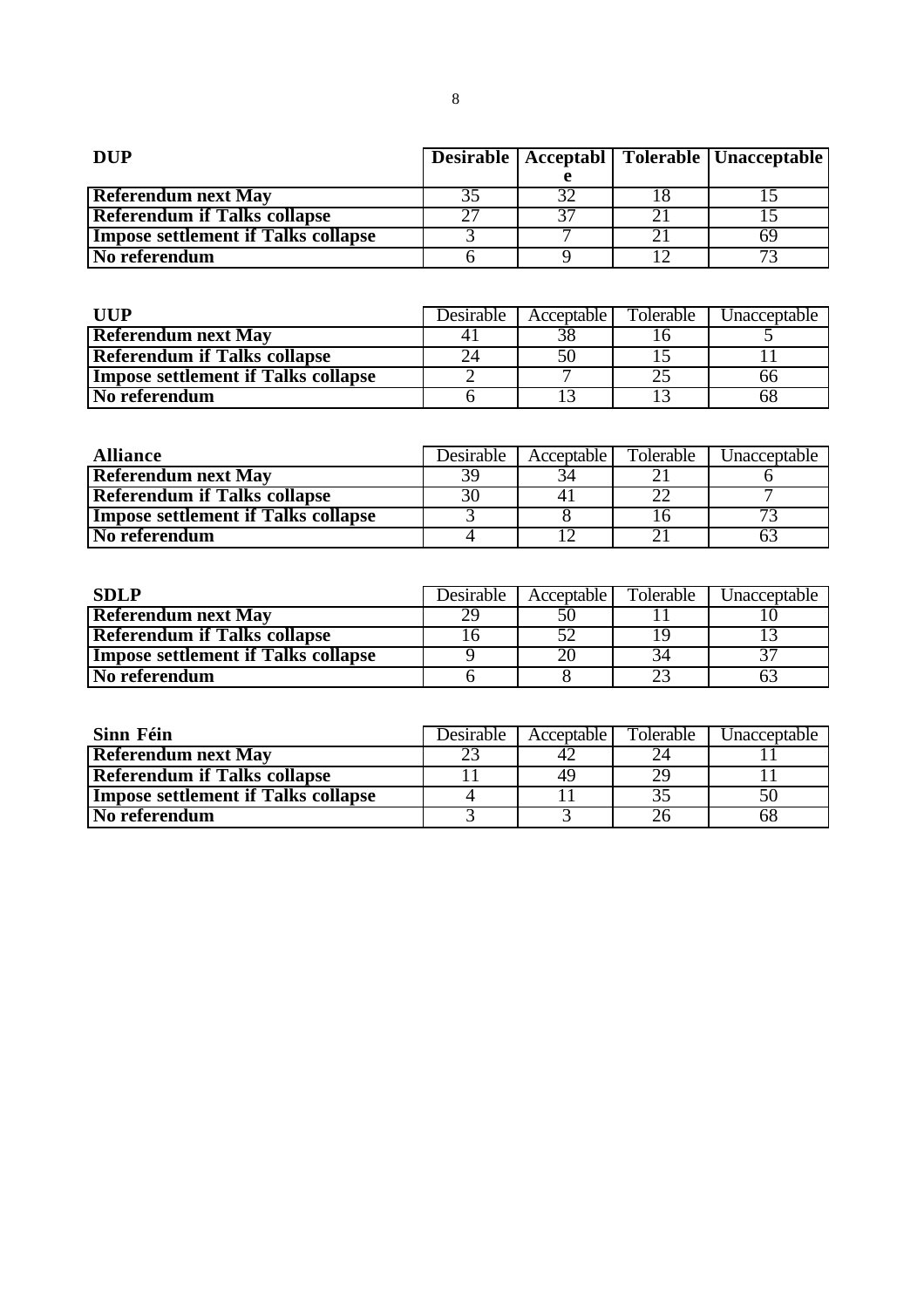| DUP | Desirable | Acceptable | Tolerable | Unacceptable |
|---|---|---|---|---|
| Referendum next May | 35 | 32 | 18 | 15 |
| Referendum if Talks collapse | 27 | 37 | 21 | 15 |
| Impose settlement if Talks collapse | 3 | 7 | 21 | 69 |
| No referendum | 6 | 9 | 12 | 73 |

| UUP | Desirable | Acceptable | Tolerable | Unacceptable |
|---|---|---|---|---|
| Referendum next May | 41 | 38 | 16 | 5 |
| Referendum if Talks collapse | 24 | 50 | 15 | 11 |
| Impose settlement if Talks collapse | 2 | 7 | 25 | 66 |
| No referendum | 6 | 13 | 13 | 68 |

| Alliance | Desirable | Acceptable | Tolerable | Unacceptable |
|---|---|---|---|---|
| Referendum next May | 39 | 34 | 21 | 6 |
| Referendum if Talks collapse | 30 | 41 | 22 | 7 |
| Impose settlement if Talks collapse | 3 | 8 | 16 | 73 |
| No referendum | 4 | 12 | 21 | 63 |

| SDLP | Desirable | Acceptable | Tolerable | Unacceptable |
|---|---|---|---|---|
| Referendum next May | 29 | 50 | 11 | 10 |
| Referendum if Talks collapse | 16 | 52 | 19 | 13 |
| Impose settlement if Talks collapse | 9 | 20 | 34 | 37 |
| No referendum | 6 | 8 | 23 | 63 |

| Sinn Féin | Desirable | Acceptable | Tolerable | Unacceptable |
|---|---|---|---|---|
| Referendum next May | 23 | 42 | 24 | 11 |
| Referendum if Talks collapse | 11 | 49 | 29 | 11 |
| Impose settlement if Talks collapse | 4 | 11 | 35 | 50 |
| No referendum | 3 | 3 | 26 | 68 |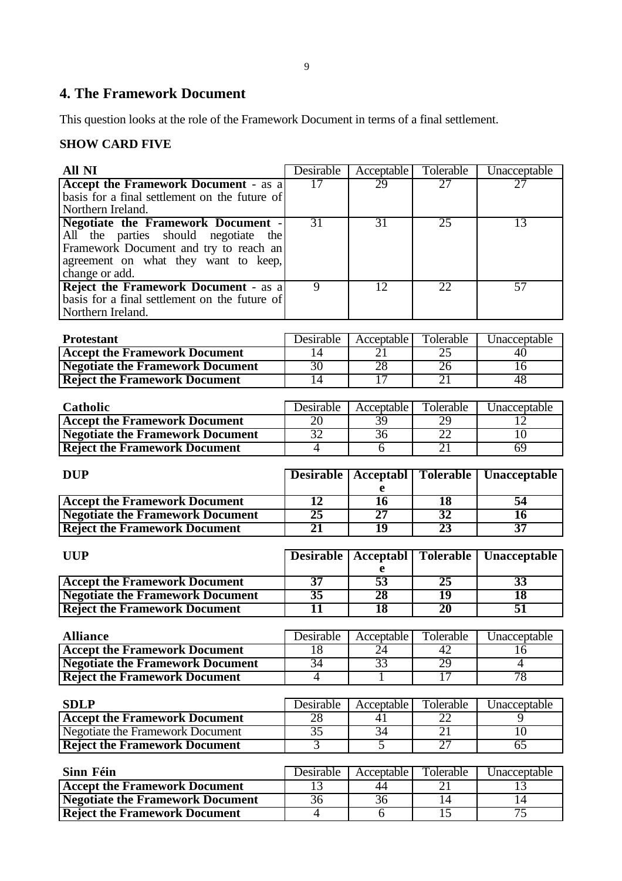## 4. The Framework Document

This question looks at the role of the Framework Document in terms of a final settlement.

**SHOW CARD FIVE**

| **All NI** | Desirable | Acceptable | Tolerable | Unacceptable |
|---|---|---|---|---|
| **Accept the Framework Document** - as a basis for a final settlement on the future of Northern Ireland. | 17 | 29 | 27 | 27 |
| **Negotiate the Framework Document** - All the parties should negotiate the Framework Document and try to reach an agreement on what they want to keep, change or add. | 31 | 31 | 25 | 13 |
| **Reject the Framework Document** - as a basis for a final settlement on the future of Northern Ireland. | 9 | 12 | 22 | 57 |

| **Protestant** | Desirable | Acceptable | Tolerable | Unacceptable |
|---|---|---|---|---|
| **Accept the Framework Document** | 14 | 21 | 25 | 40 |
| **Negotiate the Framework Document** | 30 | 28 | 26 | 16 |
| **Reject the Framework Document** | 14 | 17 | 21 | 48 |

| **Catholic** | Desirable | Acceptable | Tolerable | Unacceptable |
|---|---|---|---|---|
| **Accept the Framework Document** | 20 | 39 | 29 | 12 |
| **Negotiate the Framework Document** | 32 | 36 | 22 | 10 |
| **Reject the Framework Document** | 4 | 6 | 21 | 69 |

| **DUP** | **Desirable** | **Acceptable** | **Tolerable** | **Unacceptable** |
|---|---|---|---|---|
| **Accept the Framework Document** | **12** | **16** | **18** | **54** |
| **Negotiate the Framework Document** | **25** | **27** | **32** | **16** |
| **Reject the Framework Document** | **21** | **19** | **23** | **37** |

| **UUP** | **Desirable** | **Acceptable** | **Tolerable** | **Unacceptable** |
|---|---|---|---|---|
| **Accept the Framework Document** | **37** | **53** | **25** | **33** |
| **Negotiate the Framework Document** | **35** | **28** | **19** | **18** |
| **Reject the Framework Document** | **11** | **18** | **20** | **51** |

| **Alliance** | Desirable | Acceptable | Tolerable | Unacceptable |
|---|---|---|---|---|
| **Accept the Framework Document** | 18 | 24 | 42 | 16 |
| **Negotiate the Framework Document** | 34 | 33 | 29 | 4 |
| **Reject the Framework Document** | 4 | 1 | 17 | 78 |

| **SDLP** | Desirable | Acceptable | Tolerable | Unacceptable |
|---|---|---|---|---|
| **Accept the Framework Document** | 28 | 41 | 22 | 9 |
| Negotiate the Framework Document | 35 | 34 | 21 | 10 |
| **Reject the Framework Document** | 3 | 5 | 27 | 65 |

| **Sinn Féin** | Desirable | Acceptable | Tolerable | Unacceptable |
|---|---|---|---|---|
| **Accept the Framework Document** | 13 | 44 | 21 | 13 |
| **Negotiate the Framework Document** | 36 | 36 | 14 | 14 |
| **Reject the Framework Document** | 4 | 6 | 15 | 75 |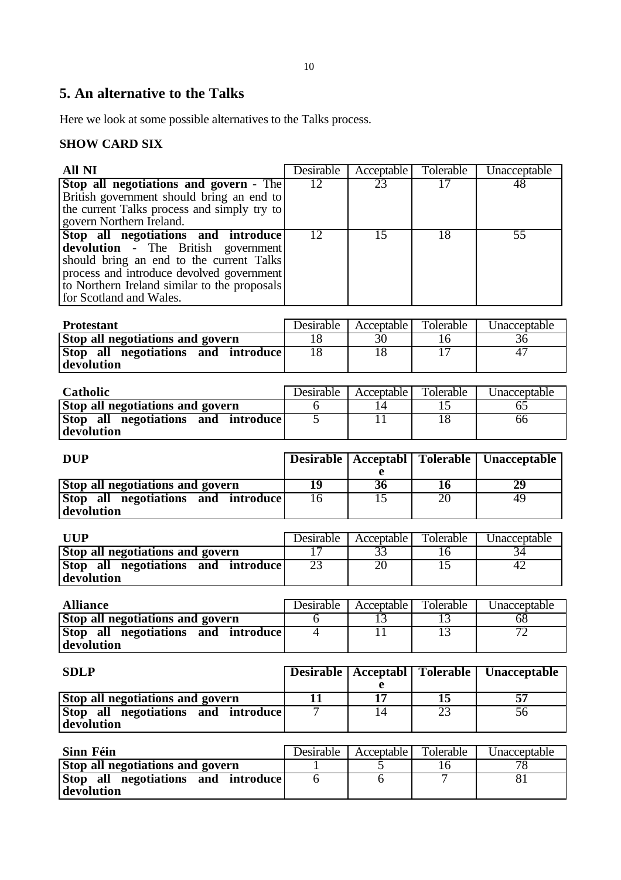## 5. An alternative to the Talks

Here we look at some possible alternatives to the Talks process.

### SHOW CARD SIX

| All NI | Desirable | Acceptable | Tolerable | Unacceptable |
|---|---|---|---|---|
| **Stop all negotiations and govern** - The British government should bring an end to the current Talks process and simply try to govern Northern Ireland. | 12 | 23 | 17 | 48 |
| **Stop all negotiations and introduce devolution** - The British government should bring an end to the current Talks process and introduce devolved government to Northern Ireland similar to the proposals for Scotland and Wales. | 12 | 15 | 18 | 55 |

| Protestant | Desirable | Acceptable | Tolerable | Unacceptable |
|---|---|---|---|---|
| **Stop all negotiations and govern** | 18 | 30 | 16 | 36 |
| **Stop all negotiations and introduce devolution** | 18 | 18 | 17 | 47 |

| Catholic | Desirable | Acceptable | Tolerable | Unacceptable |
|---|---|---|---|---|
| **Stop all negotiations and govern** | 6 | 14 | 15 | 65 |
| **Stop all negotiations and introduce devolution** | 5 | 11 | 18 | 66 |

| DUP | **Desirable** | **Acceptable** | **Tolerable** | **Unacceptable** |
|---|---|---|---|---|
| **Stop all negotiations and govern** | **19** | **36** | **16** | **29** |
| **Stop all negotiations and introduce devolution** | 16 | 15 | 20 | 49 |

| UUP | Desirable | Acceptable | Tolerable | Unacceptable |
|---|---|---|---|---|
| **Stop all negotiations and govern** | 17 | 33 | 16 | 34 |
| **Stop all negotiations and introduce devolution** | 23 | 20 | 15 | 42 |

| Alliance | Desirable | Acceptable | Tolerable | Unacceptable |
|---|---|---|---|---|
| **Stop all negotiations and govern** | 6 | 13 | 13 | 68 |
| **Stop all negotiations and introduce devolution** | 4 | 11 | 13 | 72 |

| SDLP | **Desirable** | **Acceptable** | **Tolerable** | **Unacceptable** |
|---|---|---|---|---|
| **Stop all negotiations and govern** | **11** | **17** | **15** | **57** |
| **Stop all negotiations and introduce devolution** | 7 | 14 | 23 | 56 |

| Sinn Féin | Desirable | Acceptable | Tolerable | Unacceptable |
|---|---|---|---|---|
| **Stop all negotiations and govern** | 1 | 5 | 16 | 78 |
| **Stop all negotiations and introduce devolution** | 6 | 6 | 7 | 81 |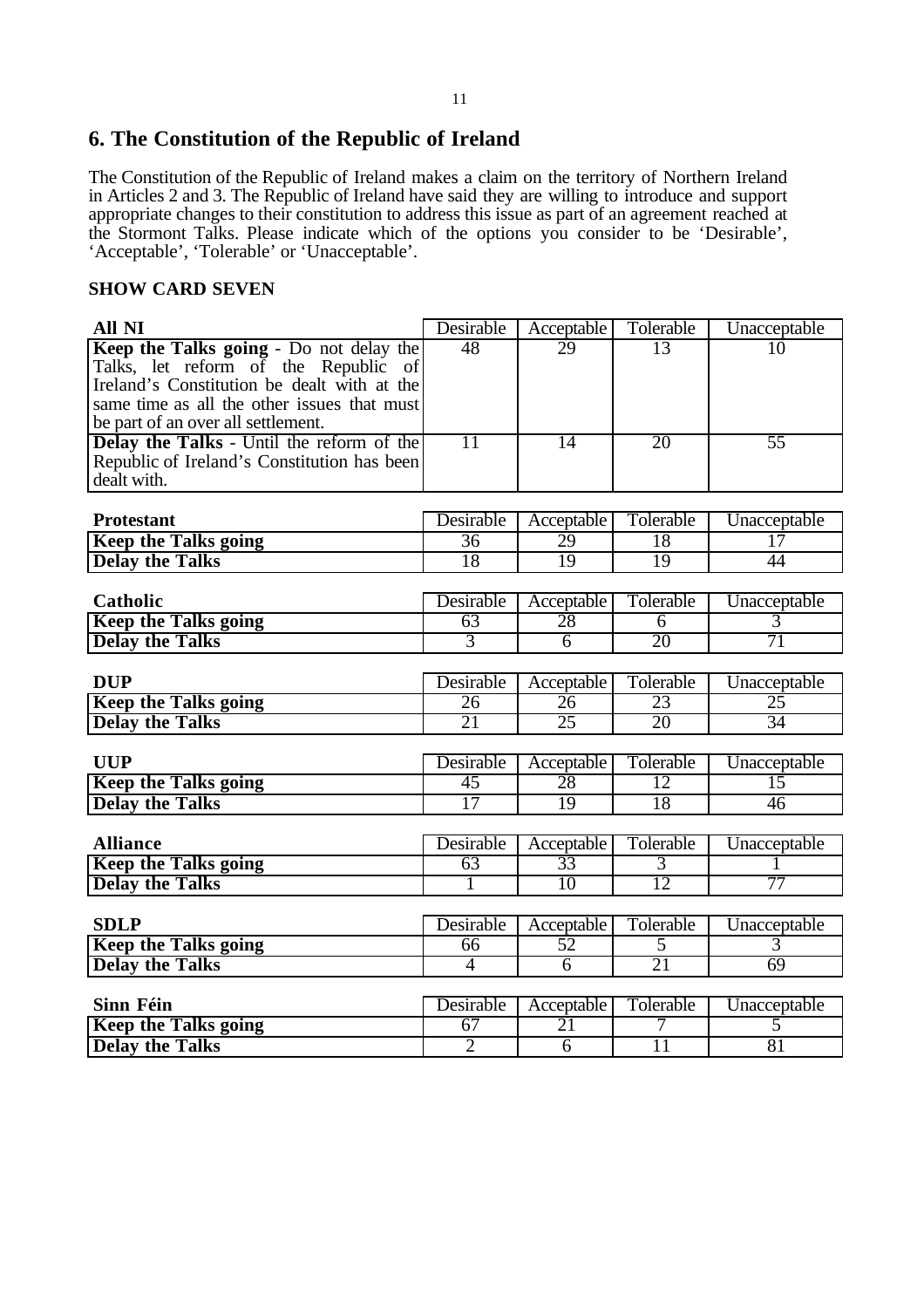## 6. The Constitution of the Republic of Ireland

The Constitution of the Republic of Ireland makes a claim on the territory of Northern Ireland in Articles 2 and 3. The Republic of Ireland have said they are willing to introduce and support appropriate changes to their constitution to address this issue as part of an agreement reached at the Stormont Talks. Please indicate which of the options you consider to be 'Desirable', 'Acceptable', 'Tolerable' or 'Unacceptable'.

**SHOW CARD SEVEN**

| All NI | Desirable | Acceptable | Tolerable | Unacceptable |
|---|---|---|---|---|
| **Keep the Talks going** - Do not delay the Talks, let reform of the Republic of Ireland's Constitution be dealt with at the same time as all the other issues that must be part of an over all settlement. | 48 | 29 | 13 | 10 |
| **Delay the Talks** - Until the reform of the Republic of Ireland's Constitution has been dealt with. | 11 | 14 | 20 | 55 |

| Protestant | Desirable | Acceptable | Tolerable | Unacceptable |
|---|---|---|---|---|
| **Keep the Talks going** | 36 | 29 | 18 | 17 |
| **Delay the Talks** | 18 | 19 | 19 | 44 |

| Catholic | Desirable | Acceptable | Tolerable | Unacceptable |
|---|---|---|---|---|
| **Keep the Talks going** | 63 | 28 | 6 | 3 |
| **Delay the Talks** | 3 | 6 | 20 | 71 |

| DUP | Desirable | Acceptable | Tolerable | Unacceptable |
|---|---|---|---|---|
| **Keep the Talks going** | 26 | 26 | 23 | 25 |
| **Delay the Talks** | 21 | 25 | 20 | 34 |

| UUP | Desirable | Acceptable | Tolerable | Unacceptable |
|---|---|---|---|---|
| **Keep the Talks going** | 45 | 28 | 12 | 15 |
| **Delay the Talks** | 17 | 19 | 18 | 46 |

| Alliance | Desirable | Acceptable | Tolerable | Unacceptable |
|---|---|---|---|---|
| **Keep the Talks going** | 63 | 33 | 3 | 1 |
| **Delay the Talks** | 1 | 10 | 12 | 77 |

| SDLP | Desirable | Acceptable | Tolerable | Unacceptable |
|---|---|---|---|---|
| **Keep the Talks going** | 66 | 52 | 5 | 3 |
| **Delay the Talks** | 4 | 6 | 21 | 69 |

| Sinn Féin | Desirable | Acceptable | Tolerable | Unacceptable |
|---|---|---|---|---|
| **Keep the Talks going** | 67 | 21 | 7 | 5 |
| **Delay the Talks** | 2 | 6 | 11 | 81 |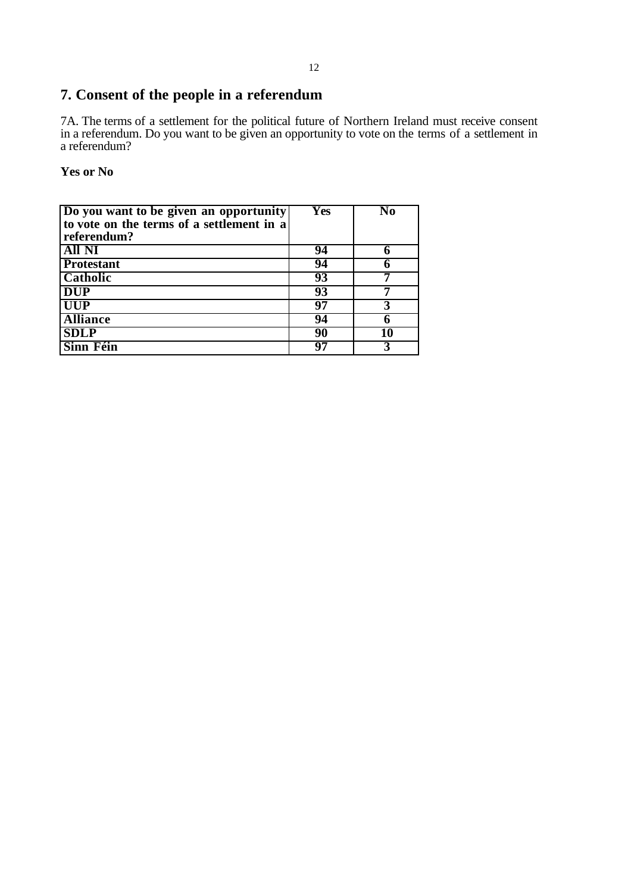## 7. Consent of the people in a referendum

7A. The terms of a settlement for the political future of Northern Ireland must receive consent in a referendum. Do you want to be given an opportunity to vote on the terms of a settlement in a referendum?

**Yes or No**

| Do you want to be given an opportunity to vote on the terms of a settlement in a referendum? | Yes | No |
|---|---|---|
| **All NI** | **94** | **6** |
| **Protestant** | **94** | **6** |
| **Catholic** | **93** | **7** |
| **DUP** | **93** | **7** |
| **UUP** | **97** | **3** |
| **Alliance** | **94** | **6** |
| **SDLP** | **90** | **10** |
| **Sinn Féin** | **97** | **3** |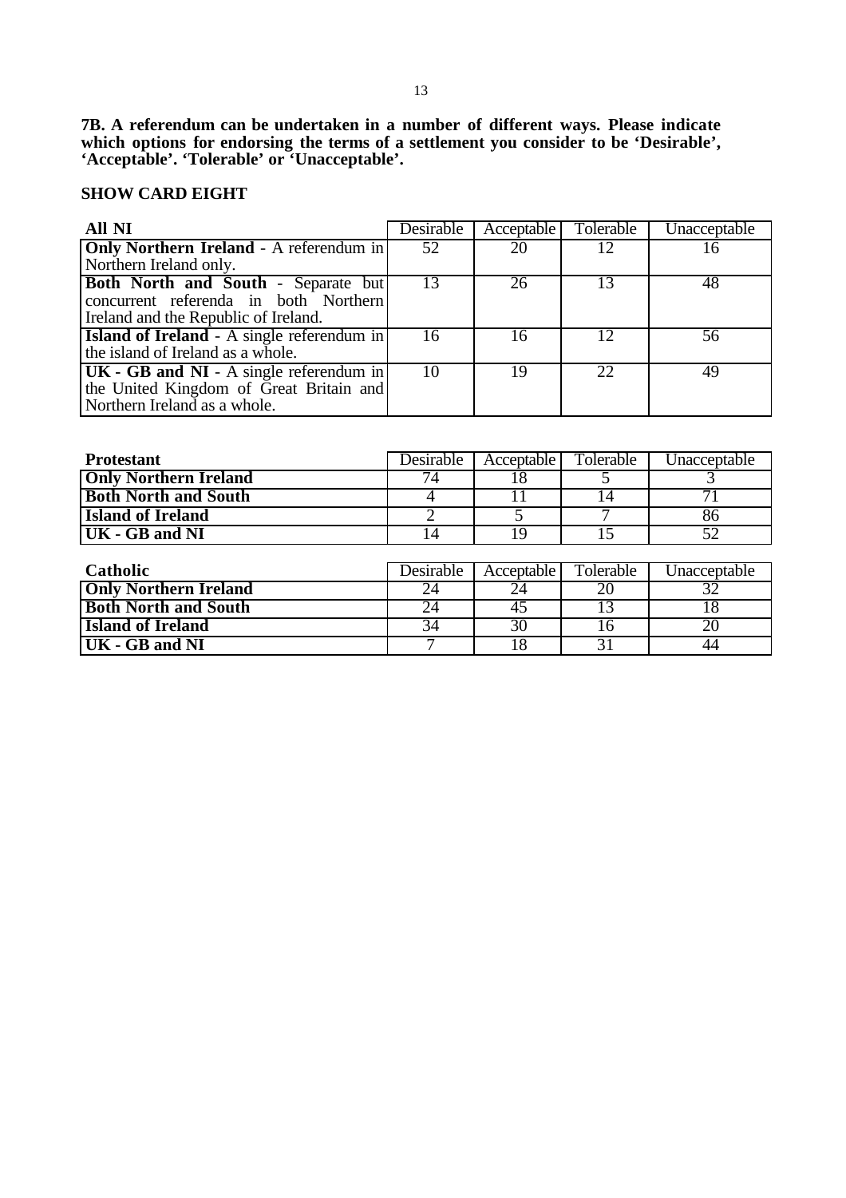**7B. A referendum can be undertaken in a number of different ways. Please indicate which options for endorsing the terms of a settlement you consider to be 'Desirable', 'Acceptable'. 'Tolerable' or 'Unacceptable'.**

**SHOW CARD EIGHT**

| **All NI** | Desirable | Acceptable | Tolerable | Unacceptable |
|---|---|---|---|---|
| **Only Northern Ireland** - A referendum in Northern Ireland only. | 52 | 20 | 12 | 16 |
| **Both North and South** - Separate but concurrent referenda in both Northern Ireland and the Republic of Ireland. | 13 | 26 | 13 | 48 |
| **Island of Ireland** - A single referendum in the island of Ireland as a whole. | 16 | 16 | 12 | 56 |
| **UK - GB and NI** - A single referendum in the United Kingdom of Great Britain and Northern Ireland as a whole. | 10 | 19 | 22 | 49 |

| **Protestant** | Desirable | Acceptable | Tolerable | Unacceptable |
|---|---|---|---|---|
| **Only Northern Ireland** | 74 | 18 | 5 | 3 |
| **Both North and South** | 4 | 11 | 14 | 71 |
| **Island of Ireland** | 2 | 5 | 7 | 86 |
| **UK - GB and NI** | 14 | 19 | 15 | 52 |

| **Catholic** | Desirable | Acceptable | Tolerable | Unacceptable |
|---|---|---|---|---|
| **Only Northern Ireland** | 24 | 24 | 20 | 32 |
| **Both North and South** | 24 | 45 | 13 | 18 |
| **Island of Ireland** | 34 | 30 | 16 | 20 |
| **UK - GB and NI** | 7 | 18 | 31 | 44 |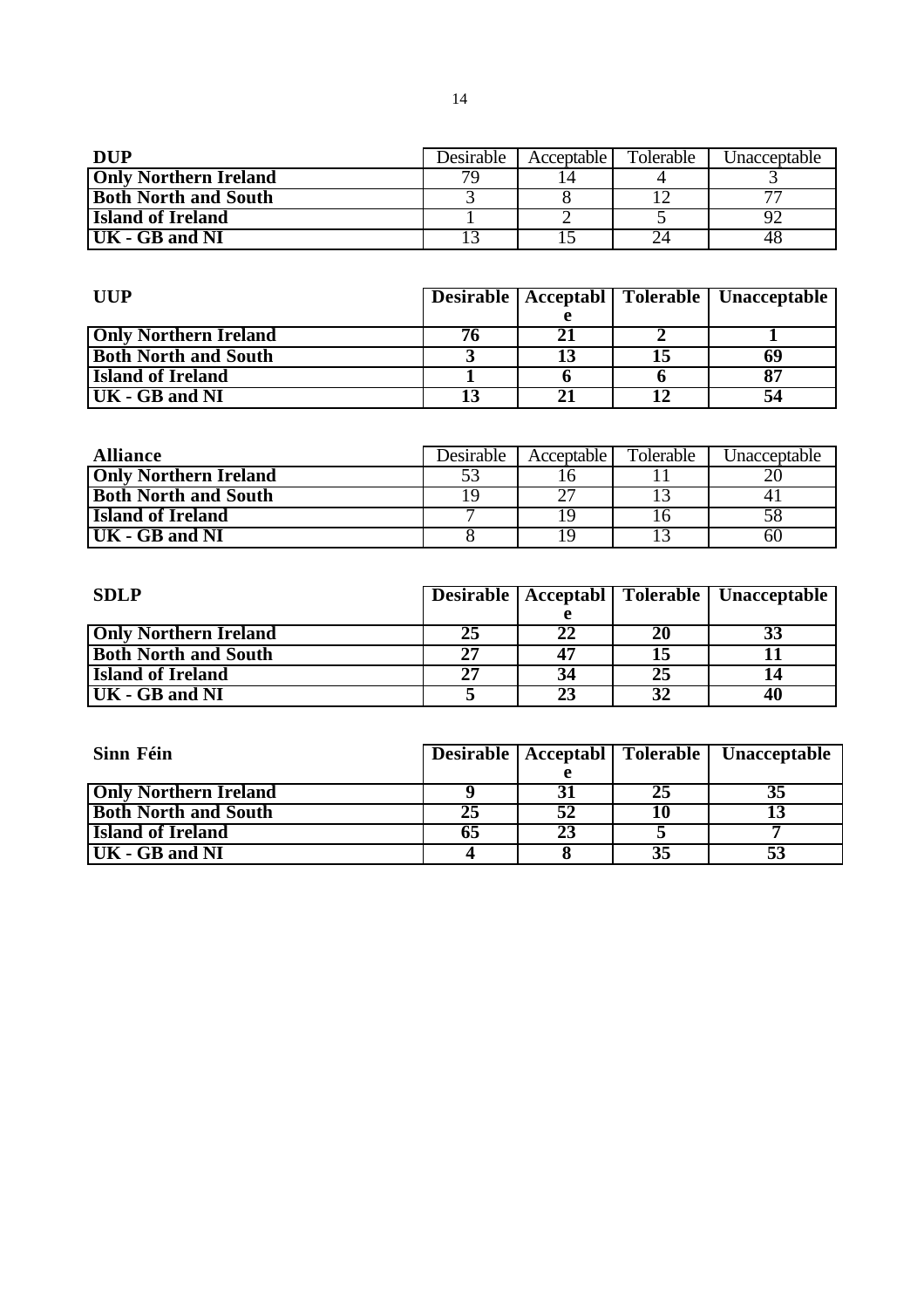| DUP | Desirable | Acceptable | Tolerable | Unacceptable |
|---|---|---|---|---|
| **Only Northern Ireland** | 79 | 14 | 4 | 3 |
| **Both North and South** | 3 | 8 | 12 | 77 |
| **Island of Ireland** | 1 | 2 | 5 | 92 |
| **UK - GB and NI** | 13 | 15 | 24 | 48 |

| UUP | Desirable | Acceptable | Tolerable | Unacceptable |
|---|---|---|---|---|
| **Only Northern Ireland** | 76 | 21 | 2 | 1 |
| **Both North and South** | 3 | 13 | 15 | 69 |
| **Island of Ireland** | 1 | 6 | 6 | 87 |
| **UK - GB and NI** | 13 | 21 | 12 | 54 |

| Alliance | Desirable | Acceptable | Tolerable | Unacceptable |
|---|---|---|---|---|
| **Only Northern Ireland** | 53 | 16 | 11 | 20 |
| **Both North and South** | 19 | 27 | 13 | 41 |
| **Island of Ireland** | 7 | 19 | 16 | 58 |
| **UK - GB and NI** | 8 | 19 | 13 | 60 |

| SDLP | Desirable | Acceptable | Tolerable | Unacceptable |
|---|---|---|---|---|
| **Only Northern Ireland** | 25 | 22 | 20 | 33 |
| **Both North and South** | 27 | 47 | 15 | 11 |
| **Island of Ireland** | 27 | 34 | 25 | 14 |
| **UK - GB and NI** | 5 | 23 | 32 | 40 |

| Sinn Féin | Desirable | Acceptable | Tolerable | Unacceptable |
|---|---|---|---|---|
| **Only Northern Ireland** | 9 | 31 | 25 | 35 |
| **Both North and South** | 25 | 52 | 10 | 13 |
| **Island of Ireland** | 65 | 23 | 5 | 7 |
| **UK - GB and NI** | 4 | 8 | 35 | 53 |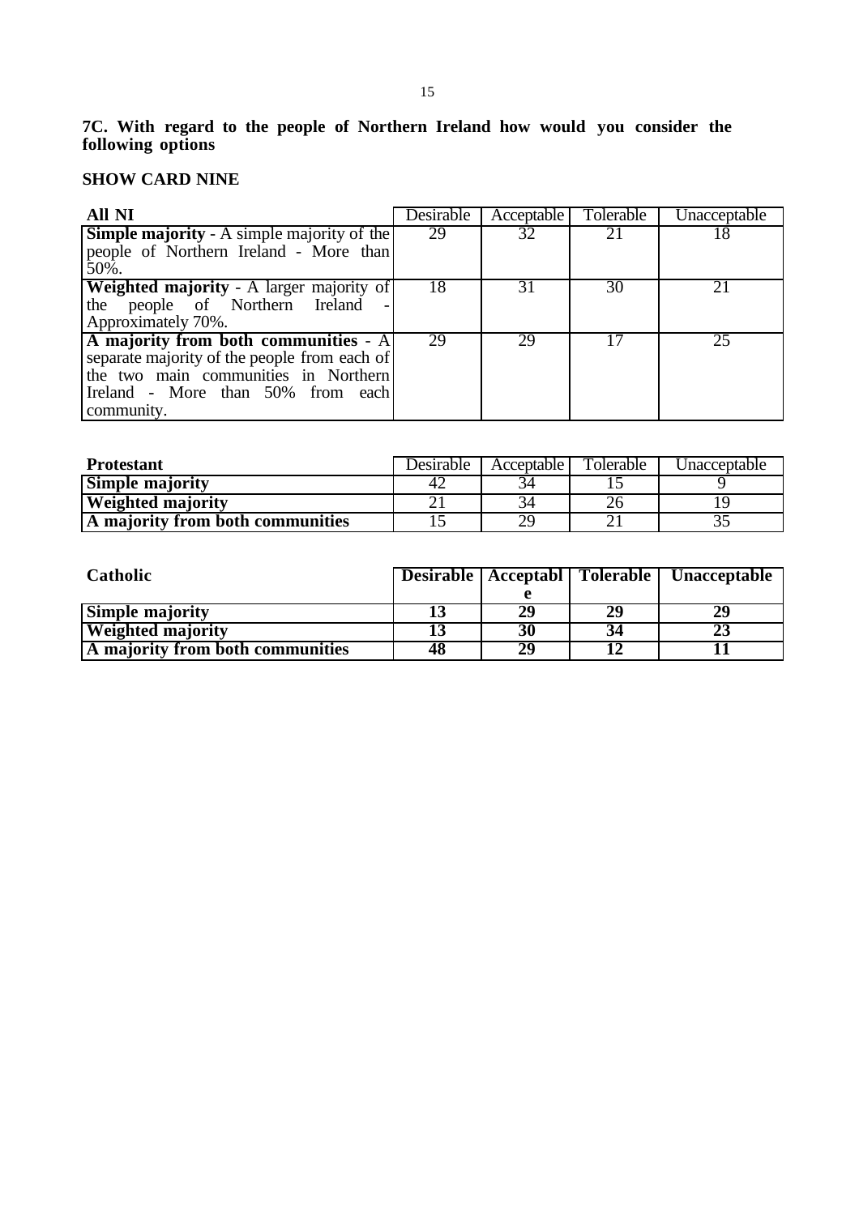**7C. With regard to the people of Northern Ireland how would you consider the following options**

**SHOW CARD NINE**

| **All NI** | Desirable | Acceptable | Tolerable | Unacceptable |
|---|---|---|---|---|
| **Simple majority** - A simple majority of the people of Northern Ireland - More than 50%. | 29 | 32 | 21 | 18 |
| **Weighted majority** - A larger majority of the people of Northern Ireland - Approximately 70%. | 18 | 31 | 30 | 21 |
| **A majority from both communities** - A separate majority of the people from each of the two main communities in Northern Ireland - More than 50% from each community. | 29 | 29 | 17 | 25 |

| **Protestant** | Desirable | Acceptable | Tolerable | Unacceptable |
|---|---|---|---|---|
| **Simple majority** | 42 | 34 | 15 | 9 |
| **Weighted majority** | 21 | 34 | 26 | 19 |
| **A majority from both communities** | 15 | 29 | 21 | 35 |

| **Catholic** | **Desirable** | **Acceptable** | **Tolerable** | **Unacceptable** |
|---|---|---|---|---|
| **Simple majority** | **13** | **29** | **29** | **29** |
| **Weighted majority** | **13** | **30** | **34** | **23** |
| **A majority from both communities** | **48** | **29** | **12** | **11** |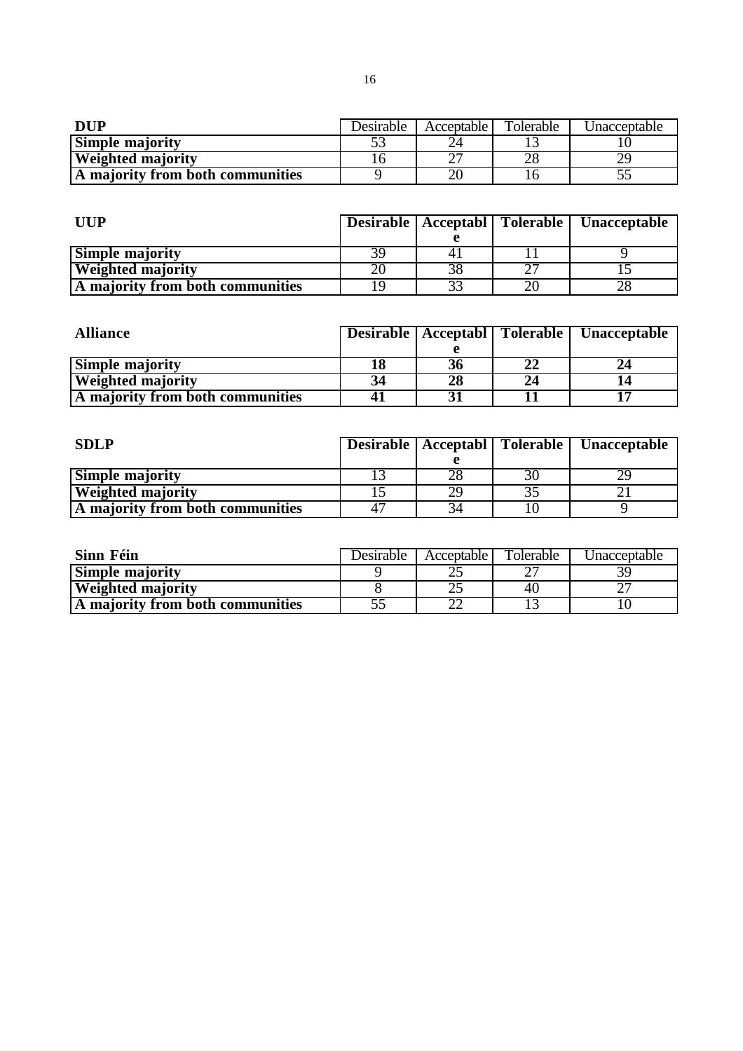| **DUP** | Desirable | Acceptable | Tolerable | Unacceptable |
|---|---|---|---|---|
| **Simple majority** | 53 | 24 | 13 | 10 |
| **Weighted majority** | 16 | 27 | 28 | 29 |
| **A majority from both communities** | 9 | 20 | 16 | 55 |

| **UUP** | **Desirable** | **Acceptable** | **Tolerable** | **Unacceptable** |
|---|---|---|---|---|
| **Simple majority** | 39 | 41 | 11 | 9 |
| **Weighted majority** | 20 | 38 | 27 | 15 |
| **A majority from both communities** | 19 | 33 | 20 | 28 |

| **Alliance** | **Desirable** | **Acceptable** | **Tolerable** | **Unacceptable** |
|---|---|---|---|---|
| **Simple majority** | **18** | **36** | **22** | **24** |
| **Weighted majority** | **34** | **28** | **24** | **14** |
| **A majority from both communities** | **41** | **31** | **11** | **17** |

| **SDLP** | **Desirable** | **Acceptable** | **Tolerable** | **Unacceptable** |
|---|---|---|---|---|
| **Simple majority** | 13 | 28 | 30 | 29 |
| **Weighted majority** | 15 | 29 | 35 | 21 |
| **A majority from both communities** | 47 | 34 | 10 | 9 |

| **Sinn Féin** | Desirable | Acceptable | Tolerable | Unacceptable |
|---|---|---|---|---|
| **Simple majority** | 9 | 25 | 27 | 39 |
| **Weighted majority** | 8 | 25 | 40 | 27 |
| **A majority from both communities** | 55 | 22 | 13 | 10 |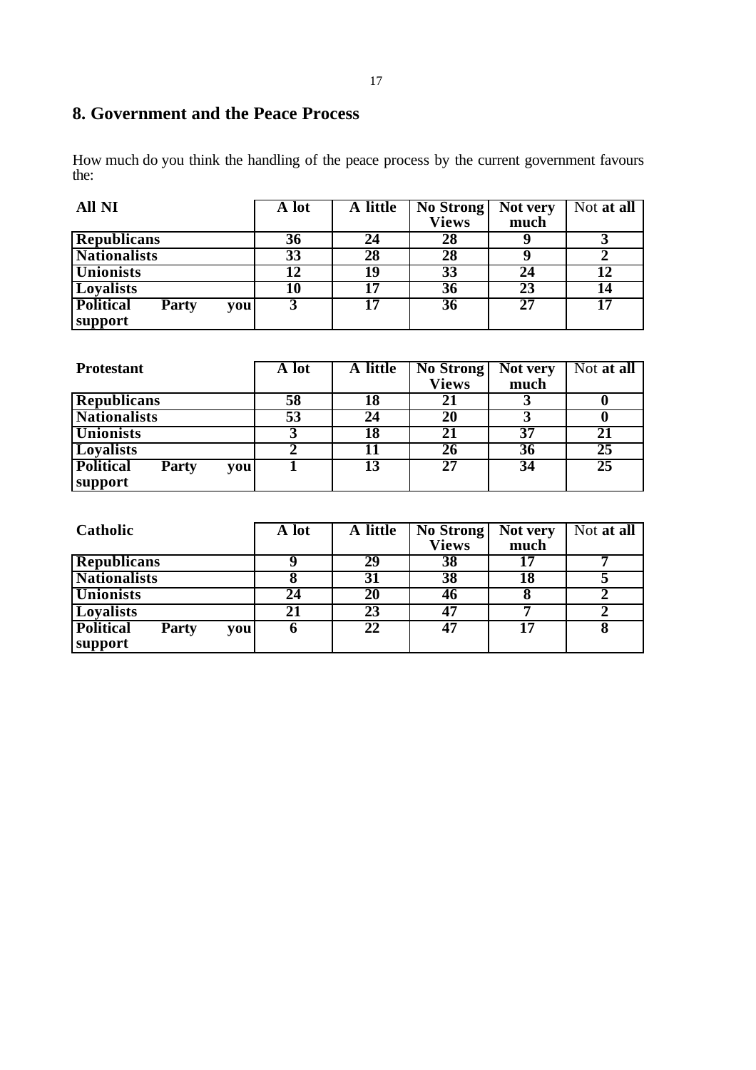## 8. Government and the Peace Process

How much do you think the handling of the peace process by the current government favours the:

| All NI | A lot | A little | No Strong Views | Not very much | Not at all |
|---|---|---|---|---|---|
| Republicans | 36 | 24 | 28 | 9 | 3 |
| Nationalists | 33 | 28 | 28 | 9 | 2 |
| Unionists | 12 | 19 | 33 | 24 | 12 |
| Loyalists | 10 | 17 | 36 | 23 | 14 |
| Political Party you support | 3 | 17 | 36 | 27 | 17 |

| Protestant | A lot | A little | No Strong Views | Not very much | Not at all |
|---|---|---|---|---|---|
| Republicans | 58 | 18 | 21 | 3 | 0 |
| Nationalists | 53 | 24 | 20 | 3 | 0 |
| Unionists | 3 | 18 | 21 | 37 | 21 |
| Loyalists | 2 | 11 | 26 | 36 | 25 |
| Political Party you support | 1 | 13 | 27 | 34 | 25 |

| Catholic | A lot | A little | No Strong Views | Not very much | Not at all |
|---|---|---|---|---|---|
| Republicans | 9 | 29 | 38 | 17 | 7 |
| Nationalists | 8 | 31 | 38 | 18 | 5 |
| Unionists | 24 | 20 | 46 | 8 | 2 |
| Loyalists | 21 | 23 | 47 | 7 | 2 |
| Political Party you support | 6 | 22 | 47 | 17 | 8 |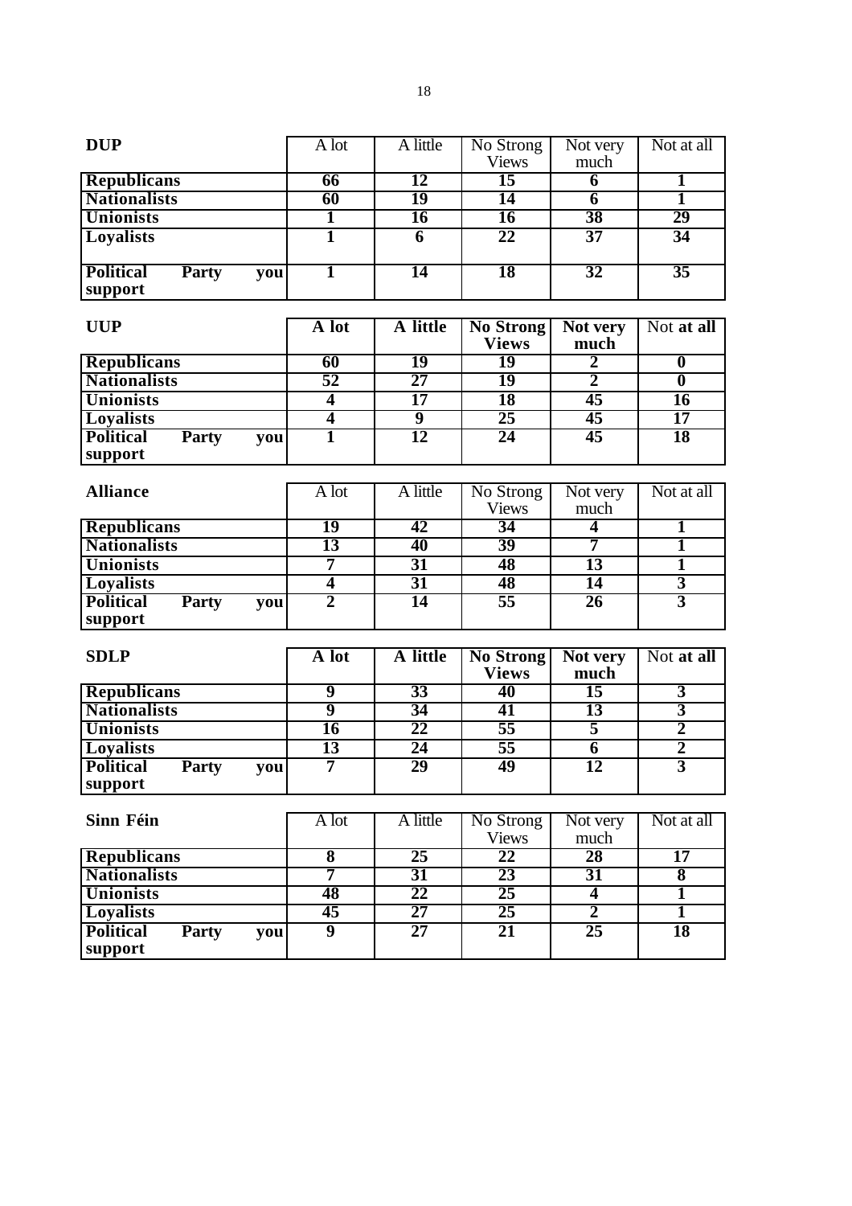| DUP | A lot | A little | No Strong Views | Not very much | Not at all |
|---|---|---|---|---|---|
| **Republicans** | **66** | **12** | **15** | **6** | **1** |
| **Nationalists** | **60** | **19** | **14** | **6** | **1** |
| **Unionists** | **1** | **16** | **16** | **38** | **29** |
| **Loyalists** | **1** | **6** | **22** | **37** | **34** |
| **Political Party you support** | **1** | **14** | **18** | **32** | **35** |

| UUP | A lot | A little | No Strong Views | Not very much | Not at all |
|---|---|---|---|---|---|
| **Republicans** | **60** | **19** | **19** | **2** | **0** |
| **Nationalists** | **52** | **27** | **19** | **2** | **0** |
| **Unionists** | **4** | **17** | **18** | **45** | **16** |
| **Loyalists** | **4** | **9** | **25** | **45** | **17** |
| **Political Party you support** | **1** | **12** | **24** | **45** | **18** |

| Alliance | A lot | A little | No Strong Views | Not very much | Not at all |
|---|---|---|---|---|---|
| **Republicans** | **19** | **42** | **34** | **4** | **1** |
| **Nationalists** | **13** | **40** | **39** | **7** | **1** |
| **Unionists** | **7** | **31** | **48** | **13** | **1** |
| **Loyalists** | **4** | **31** | **48** | **14** | **3** |
| **Political Party you support** | **2** | **14** | **55** | **26** | **3** |

| SDLP | A lot | A little | No Strong Views | Not very much | Not at all |
|---|---|---|---|---|---|
| **Republicans** | **9** | **33** | **40** | **15** | **3** |
| **Nationalists** | **9** | **34** | **41** | **13** | **3** |
| **Unionists** | **16** | **22** | **55** | **5** | **2** |
| **Loyalists** | **13** | **24** | **55** | **6** | **2** |
| **Political Party you support** | **7** | **29** | **49** | **12** | **3** |

| Sinn Féin | A lot | A little | No Strong Views | Not very much | Not at all |
|---|---|---|---|---|---|
| **Republicans** | **8** | **25** | **22** | **28** | **17** |
| **Nationalists** | **7** | **31** | **23** | **31** | **8** |
| **Unionists** | **48** | **22** | **25** | **4** | **1** |
| **Loyalists** | **45** | **27** | **25** | **2** | **1** |
| **Political Party you support** | **9** | **27** | **21** | **25** | **18** |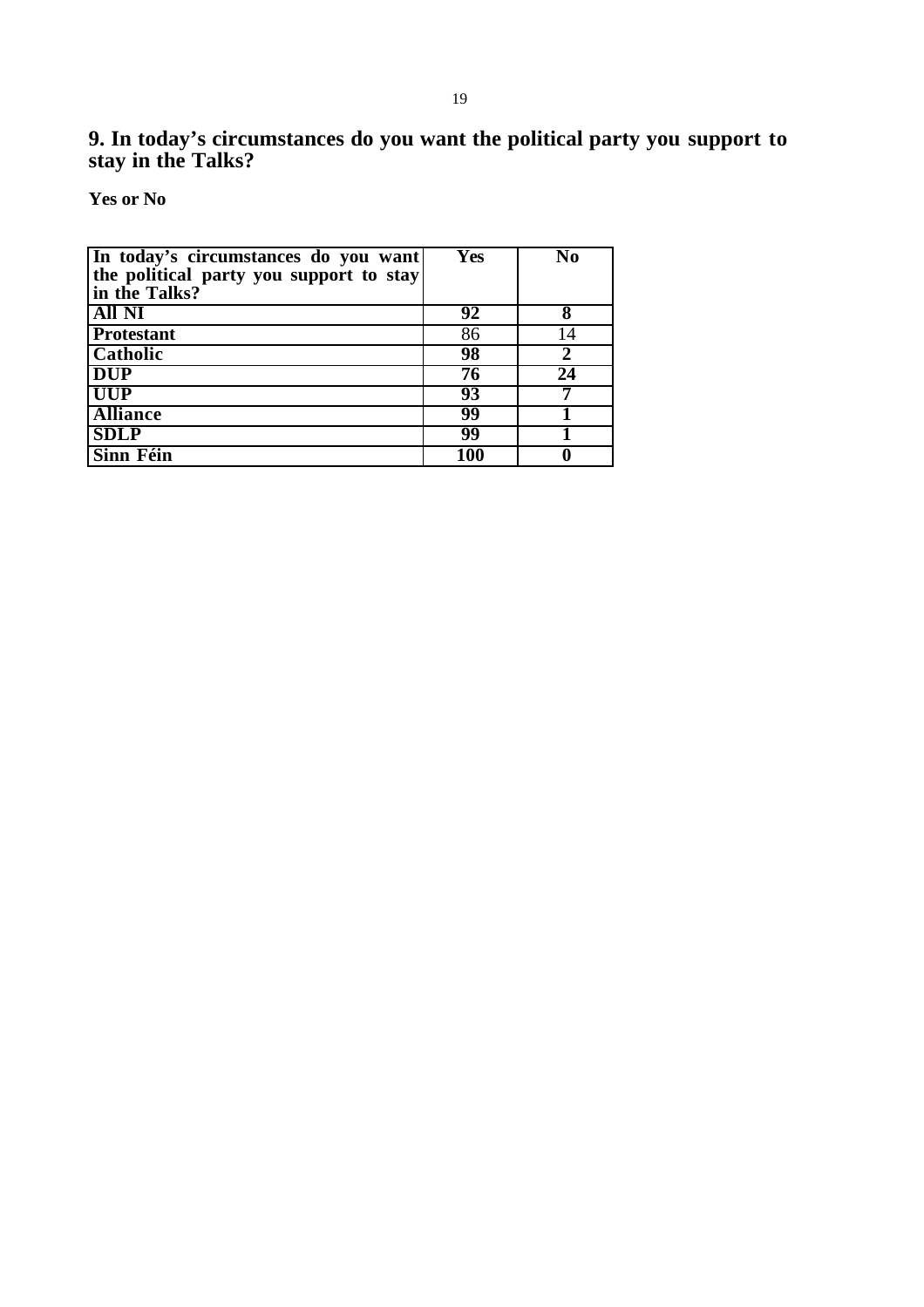## 9. In today's circumstances do you want the political party you support to stay in the Talks?

**Yes or No**

| In today's circumstances do you want the political party you support to stay in the Talks? | Yes | No |
|---|---|---|
| **All NI** | **92** | **8** |
| **Protestant** | 86 | 14 |
| **Catholic** | **98** | **2** |
| **DUP** | **76** | **24** |
| **UUP** | **93** | **7** |
| **Alliance** | **99** | **1** |
| **SDLP** | **99** | **1** |
| **Sinn Féin** | **100** | **0** |